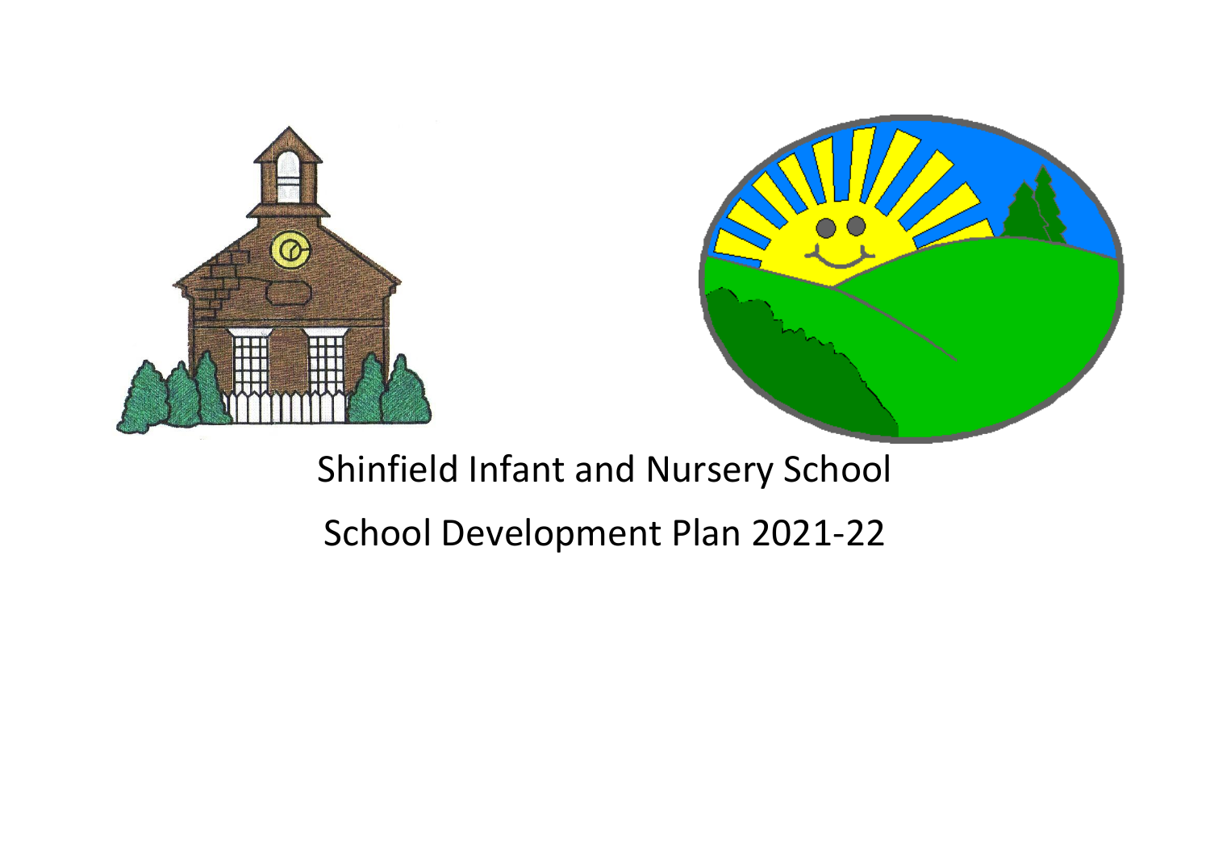# Shinfield Infant and Nursery School

## School Development Plan 2021-22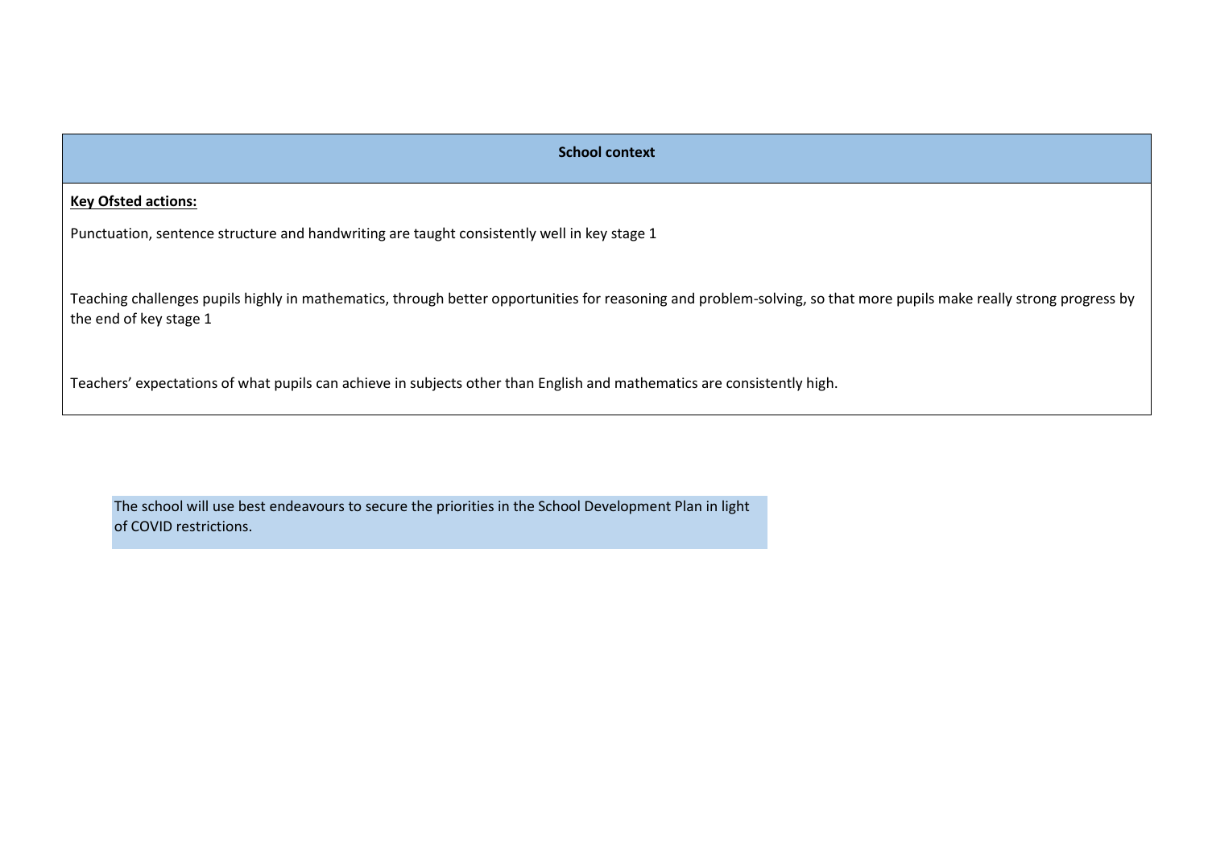| School context |
| --- |
| **Key Ofsted actions:**<br><br>Punctuation, sentence structure and handwriting are taught consistently well in key stage 1<br><br>Teaching challenges pupils highly in mathematics, through better opportunities for reasoning and problem-solving, so that more pupils make really strong progress by the end of key stage 1<br><br>Teachers' expectations of what pupils can achieve in subjects other than English and mathematics are consistently high. |

The school will use best endeavours to secure the priorities in the School Development Plan in light of COVID restrictions.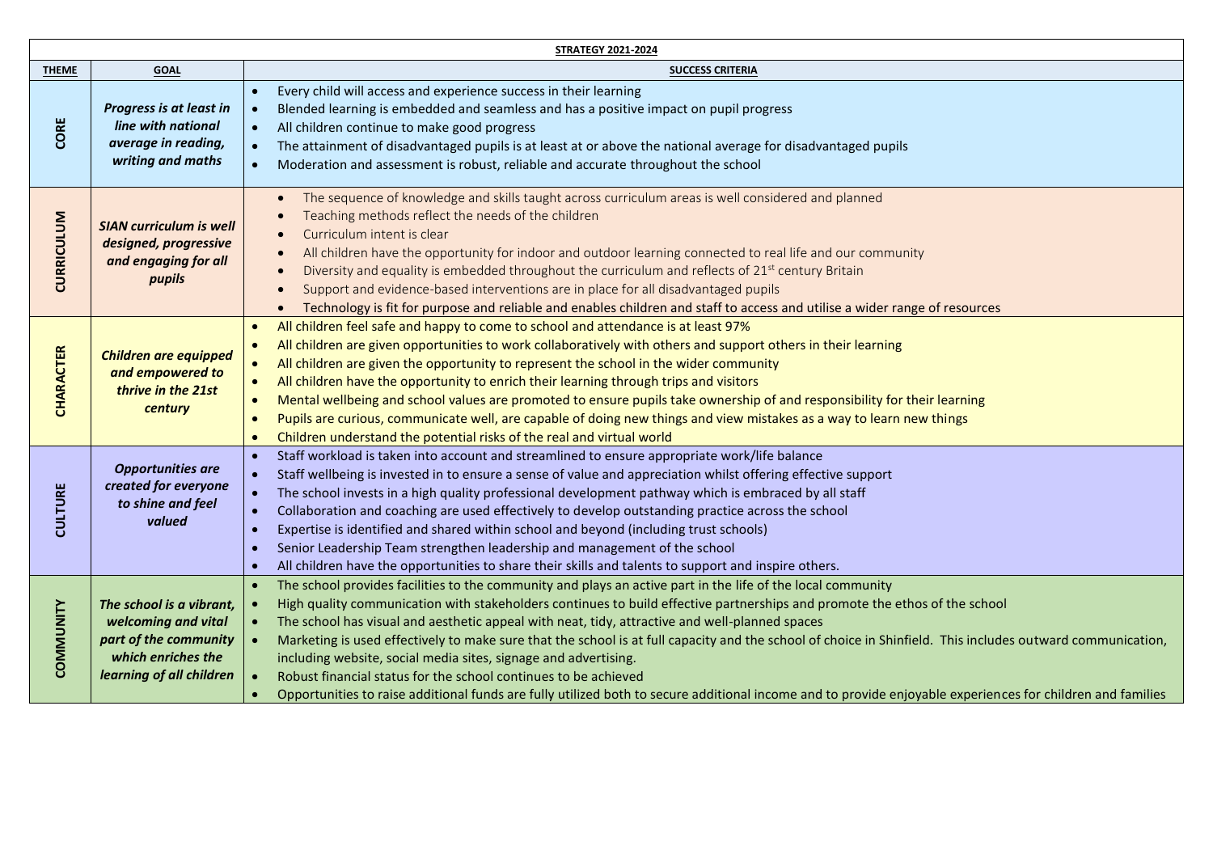| **STRATEGY 2021-2024** | | |
|---|---|---|
| **THEME** | **GOAL** | **SUCCESS CRITERIA** |
| **CORE** | ***Progress is at least in line with national average in reading, writing and maths*** | • Every child will access and experience success in their learning<br>• Blended learning is embedded and seamless and has a positive impact on pupil progress<br>• All children continue to make good progress<br>• The attainment of disadvantaged pupils is at least at or above the national average for disadvantaged pupils<br>• Moderation and assessment is robust, reliable and accurate throughout the school |
| **CURRICULUM** | ***SIAN curriculum is well designed, progressive and engaging for all pupils*** | • The sequence of knowledge and skills taught across curriculum areas is well considered and planned<br>• Teaching methods reflect the needs of the children<br>• Curriculum intent is clear<br>• All children have the opportunity for indoor and outdoor learning connected to real life and our community<br>• Diversity and equality is embedded throughout the curriculum and reflects of 21st century Britain<br>• Support and evidence-based interventions are in place for all disadvantaged pupils<br>• Technology is fit for purpose and reliable and enables children and staff to access and utilise a wider range of resources |
| **CHARACTER** | ***Children are equipped and empowered to thrive in the 21st century*** | • All children feel safe and happy to come to school and attendance is at least 97%<br>• All children are given opportunities to work collaboratively with others and support others in their learning<br>• All children are given the opportunity to represent the school in the wider community<br>• All children have the opportunity to enrich their learning through trips and visitors<br>• Mental wellbeing and school values are promoted to ensure pupils take ownership of and responsibility for their learning<br>• Pupils are curious, communicate well, are capable of doing new things and view mistakes as a way to learn new things<br>• Children understand the potential risks of the real and virtual world |
| **CULTURE** | ***Opportunities are created for everyone to shine and feel valued*** | • Staff workload is taken into account and streamlined to ensure appropriate work/life balance<br>• Staff wellbeing is invested in to ensure a sense of value and appreciation whilst offering effective support<br>• The school invests in a high quality professional development pathway which is embraced by all staff<br>• Collaboration and coaching are used effectively to develop outstanding practice across the school<br>• Expertise is identified and shared within school and beyond (including trust schools)<br>• Senior Leadership Team strengthen leadership and management of the school<br>• All children have the opportunities to share their skills and talents to support and inspire others. |
| **COMMUNITY** | ***The school is a vibrant, welcoming and vital part of the community which enriches the learning of all children*** | • The school provides facilities to the community and plays an active part in the life of the local community<br>• High quality communication with stakeholders continues to build effective partnerships and promote the ethos of the school<br>• The school has visual and aesthetic appeal with neat, tidy, attractive and well-planned spaces<br>• Marketing is used effectively to make sure that the school is at full capacity and the school of choice in Shinfield. This includes outward communication, including website, social media sites, signage and advertising.<br>• Robust financial status for the school continues to be achieved<br>• Opportunities to raise additional funds are fully utilized both to secure additional income and to provide enjoyable experiences for children and families |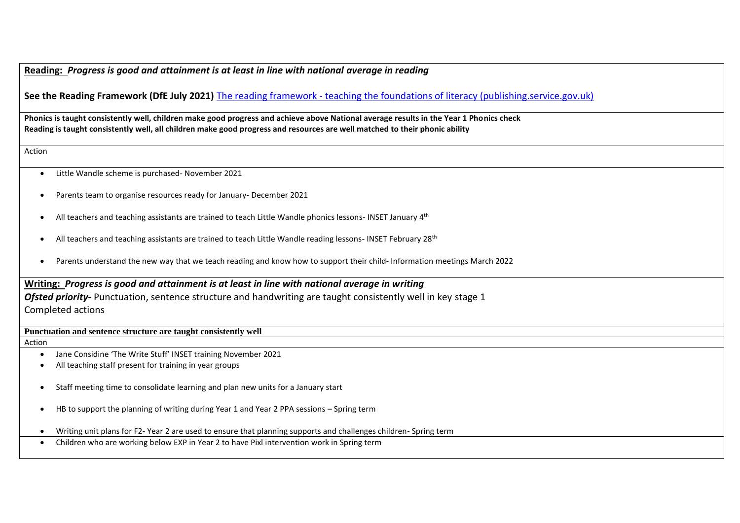**<u>Reading:</u>** ***Progress is good and attainment is at least in line with national average in reading***

**See the Reading Framework (DfE July 2021)** [The reading framework - teaching the foundations of literacy (publishing.service.gov.uk)]()

**Phonics is taught consistently well, children make good progress and achieve above National average results in the Year 1 Phonics check**
**Reading is taught consistently well, all children make good progress and resources are well matched to their phonic ability**

Action

- Little Wandle scheme is purchased- November 2021
- Parents team to organise resources ready for January- December 2021
- All teachers and teaching assistants are trained to teach Little Wandle phonics lessons- INSET January 4th
- All teachers and teaching assistants are trained to teach Little Wandle reading lessons- INSET February 28th
- Parents understand the new way that we teach reading and know how to support their child- Information meetings March 2022

**<u>Writing:</u>** ***Progress is good and attainment is at least in line with national average in writing***

***Ofsted priority-*** Punctuation, sentence structure and handwriting are taught consistently well in key stage 1

Completed actions

**Punctuation and sentence structure are taught consistently well**

Action

- Jane Considine 'The Write Stuff' INSET training November 2021
- All teaching staff present for training in year groups
- Staff meeting time to consolidate learning and plan new units for a January start
- HB to support the planning of writing during Year 1 and Year 2 PPA sessions – Spring term
- Writing unit plans for F2- Year 2 are used to ensure that planning supports and challenges children- Spring term
- Children who are working below EXP in Year 2 to have Pixl intervention work in Spring term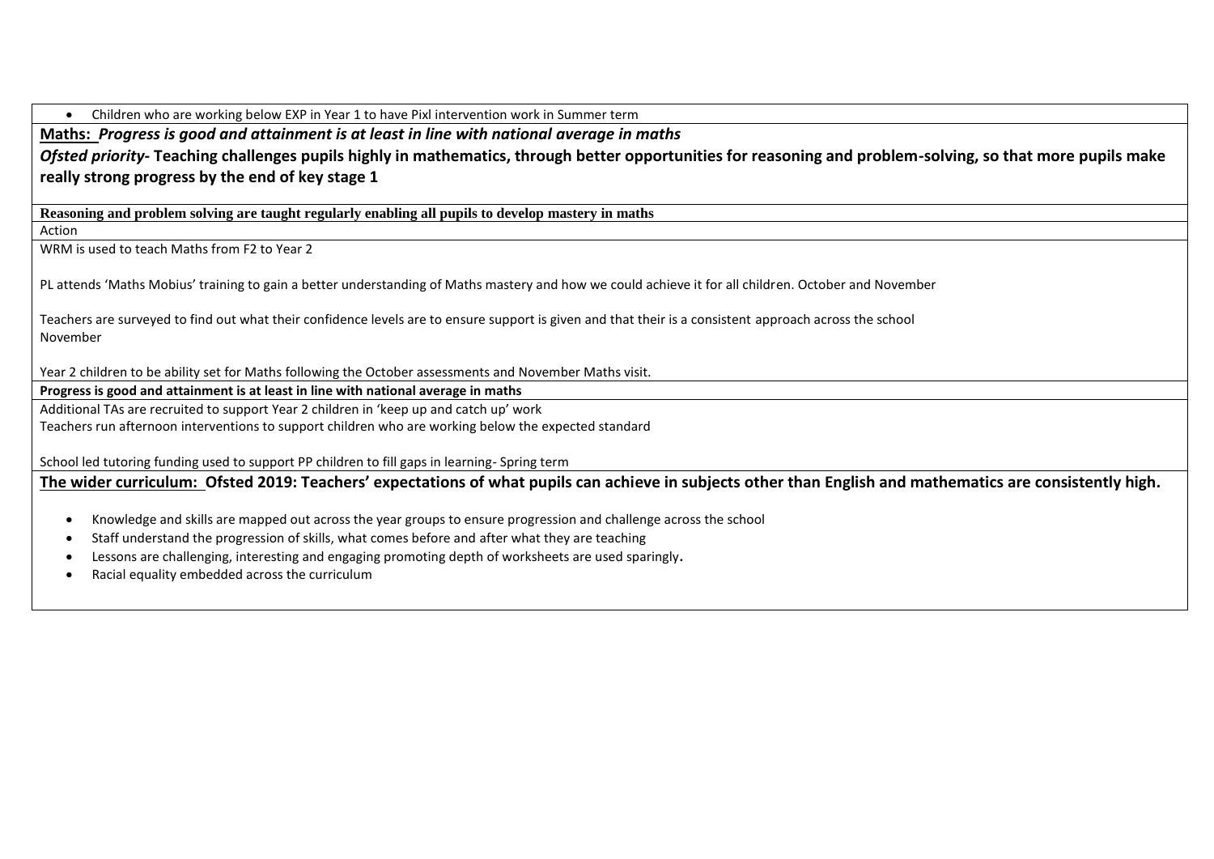- Children who are working below EXP in Year 1 to have Pixl intervention work in Summer term

**Maths:** ***Progress is good and attainment is at least in line with national average in maths***

***Ofsted priority-*** **Teaching challenges pupils highly in mathematics, through better opportunities for reasoning and problem-solving, so that more pupils make really strong progress by the end of key stage 1**

**Reasoning and problem solving are taught regularly enabling all pupils to develop mastery in maths**

Action

WRM is used to teach Maths from F2 to Year 2

PL attends 'Maths Mobius' training to gain a better understanding of Maths mastery and how we could achieve it for all children. October and November

Teachers are surveyed to find out what their confidence levels are to ensure support is given and that their is a consistent approach across the school
November

Year 2 children to be ability set for Maths following the October assessments and November Maths visit.

**Progress is good and attainment is at least in line with national average in maths**

Additional TAs are recruited to support Year 2 children in 'keep up and catch up' work
Teachers run afternoon interventions to support children who are working below the expected standard

School led tutoring funding used to support PP children to fill gaps in learning- Spring term

**The wider curriculum: Ofsted 2019: Teachers' expectations of what pupils can achieve in subjects other than English and mathematics are consistently high.**

- Knowledge and skills are mapped out across the year groups to ensure progression and challenge across the school
- Staff understand the progression of skills, what comes before and after what they are teaching
- Lessons are challenging, interesting and engaging promoting depth of worksheets are used sparingly.
- Racial equality embedded across the curriculum